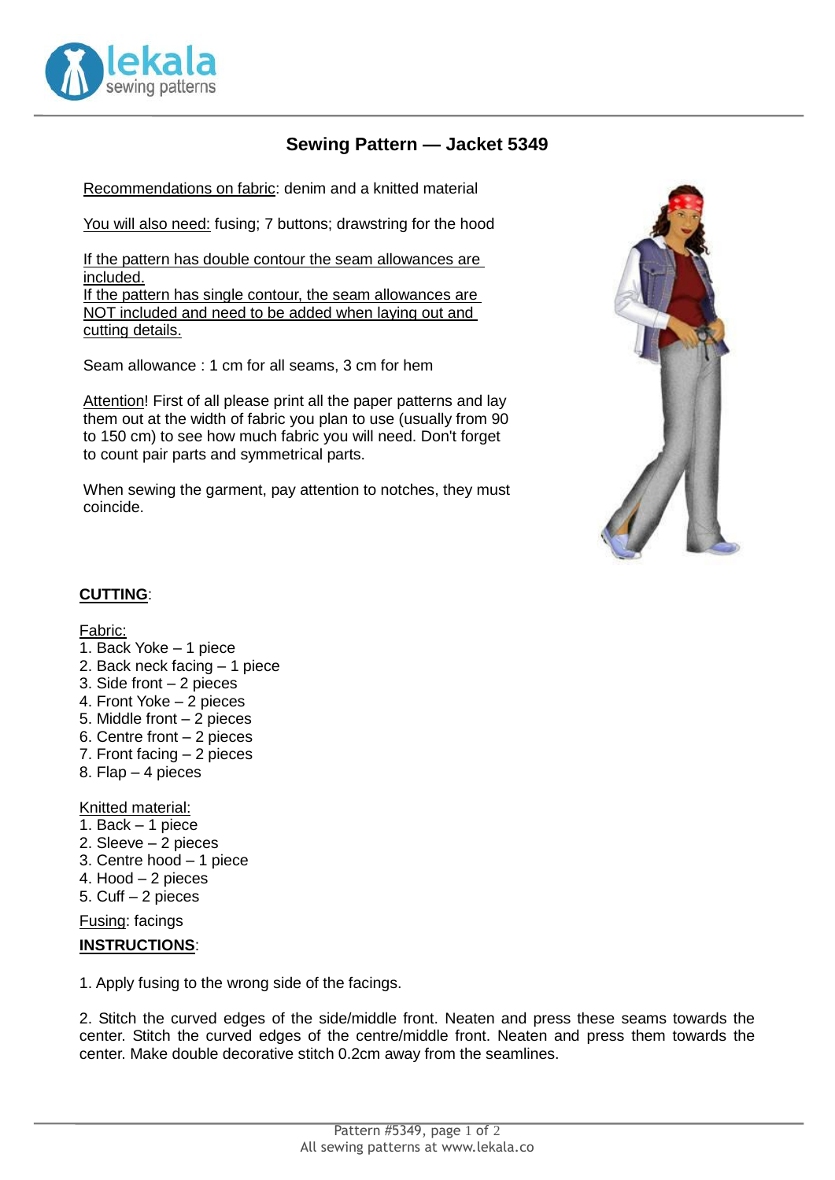# Sewing Pattern — Jacket 5349

Recommendations on fabric: denim and a knitted material

You also need: fusing; 7 buttons; drawstring for the hood

If the pattern has double contour the seam allowances are included.
If the pattern has single contour, the seam allowances are NOT included and need to be added when laying out and cutting details.

Seam allowance : 1 cm for all seams, 3 cm for hem

Attention! First of all please print all the paper patterns and lay them out at the width of fabric you plan to use (usually from 90 to 150 cm) to see how much fabric you will need. Don't forget to count pair parts and symmetrical parts.

When sewing the garment, pay attention to notches, they must coincide.

## CUTTING:

Fabric:

1. Back Yoke – 1 piece
2. Back neck facing – 1 piece
3. Side front – 2 pieces
4. Front Yoke – 2 pieces
5. Middle front – 2 pieces
6. Centre front – 2 pieces
7. Front facing – 2 pieces
8. Flap – 4 pieces

Knitted material:

1. Back – 1 piece
2. Sleeve – 2 pieces
3. Centre hood – 1 piece
4. Hood – 2 pieces
5. Cuff – 2 pieces

Fusing: facings

## INSTRUCTIONS:

1. Apply fusing to the wrong side of the facings.

2. Stitch the curved edges of the side/middle front. Neaten and press these seams towards the center. Stitch the curved edges of the centre/middle front. Neaten and press them towards the center. Make double decorative stitch 0.2cm away from the seamlines.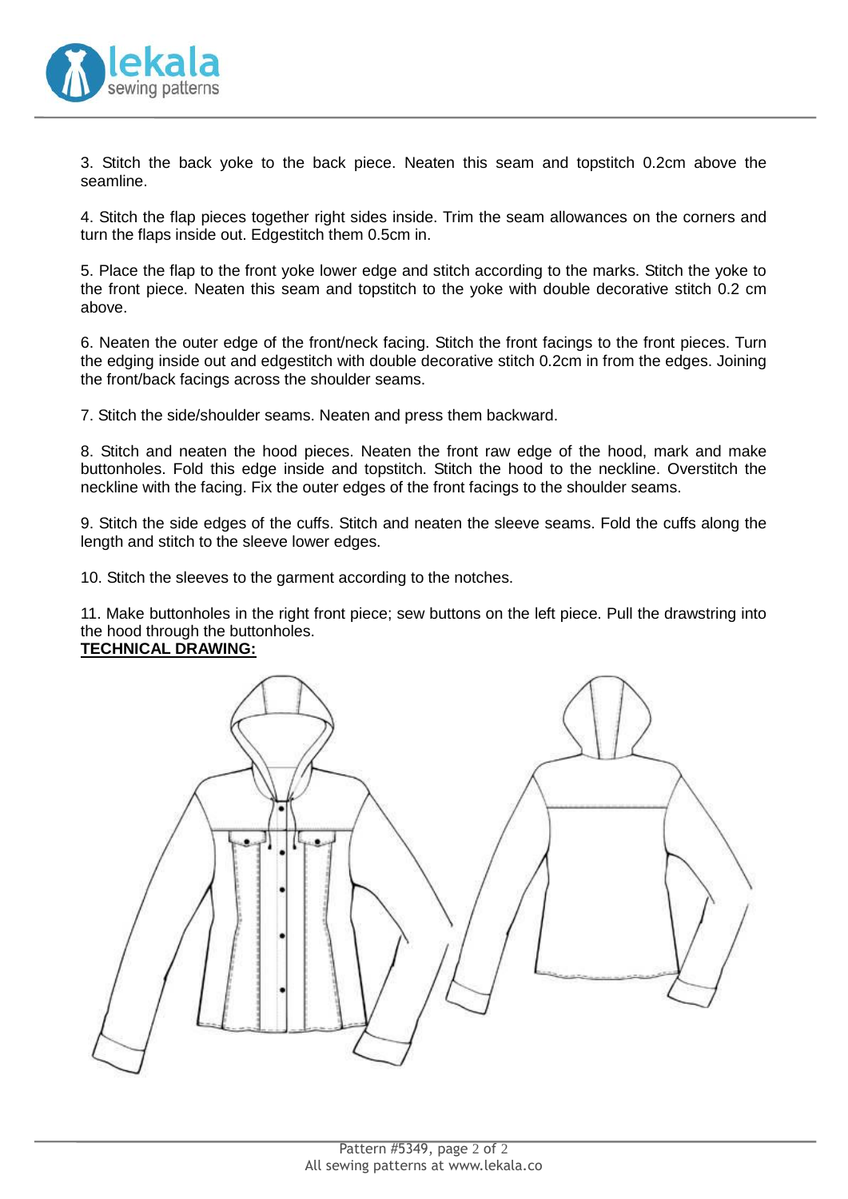3. Stitch the back yoke to the back piece. Neaten this seam and topstitch 0.2cm above the seamline.

4. Stitch the flap pieces together right sides inside. Trim the seam allowances on the corners and turn the flaps inside out. Edgestitch them 0.5cm in.

5. Place the flap to the front yoke lower edge and stitch according to the marks. Stitch the yoke to the front piece. Neaten this seam and topstitch to the yoke with double decorative stitch 0.2 cm above.

6. Neaten the outer edge of the front/neck facing. Stitch the front facings to the front pieces. Turn the edging inside out and edgestitch with double decorative stitch 0.2cm in from the edges. Joining the front/back facings across the shoulder seams.

7. Stitch the side/shoulder seams. Neaten and press them backward.

8. Stitch and neaten the hood pieces. Neaten the front raw edge of the hood, mark and make buttonholes. Fold this edge inside and topstitch. Stitch the hood to the neckline. Overstitch the neckline with the facing. Fix the outer edges of the front facings to the shoulder seams.

9. Stitch the side edges of the cuffs. Stitch and neaten the sleeve seams. Fold the cuffs along the length and stitch to the sleeve lower edges.

10. Stitch the sleeves to the garment according to the notches.

11. Make buttonholes in the right front piece; sew buttons on the left piece. Pull the drawstring into the hood through the buttonholes.

**TECHNICAL DRAWING:**